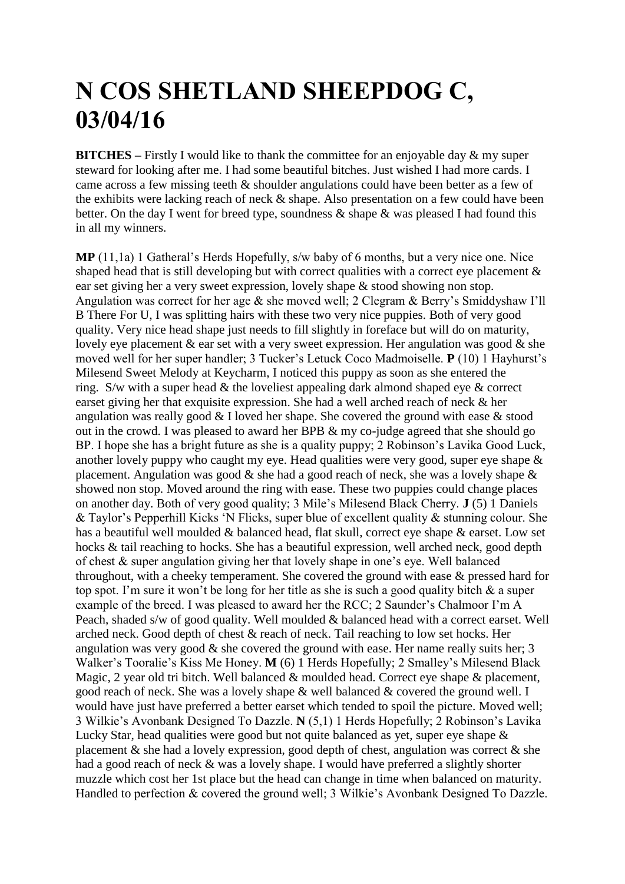# N COS SHETLAND SHEEPDOG C, 03/04/16

**BITCHES –** Firstly I would like to thank the committee for an enjoyable day & my super steward for looking after me. I had some beautiful bitches. Just wished I had more cards. I came across a few missing teeth & shoulder angulations could have been better as a few of the exhibits were lacking reach of neck & shape. Also presentation on a few could have been better. On the day I went for breed type, soundness & shape & was pleased I had found this in all my winners.

**MP** (11,1a) 1 Gatheral's Herds Hopefully, s/w baby of 6 months, but a very nice one. Nice shaped head that is still developing but with correct qualities with a correct eye placement & ear set giving her a very sweet expression, lovely shape & stood showing non stop. Angulation was correct for her age & she moved well; 2 Clegram & Berry's Smiddyshaw I'll B There For U, I was splitting hairs with these two very nice puppies. Both of very good quality. Very nice head shape just needs to fill slightly in foreface but will do on maturity, lovely eye placement & ear set with a very sweet expression. Her angulation was good & she moved well for her super handler; 3 Tucker's Letuck Coco Madmoiselle. **P** (10) 1 Hayhurst's Milesend Sweet Melody at Keycharm, I noticed this puppy as soon as she entered the ring. S/w with a super head & the loveliest appealing dark almond shaped eye & correct earset giving her that exquisite expression. She had a well arched reach of neck & her angulation was really good & I loved her shape. She covered the ground with ease & stood out in the crowd. I was pleased to award her BPB & my co-judge agreed that she should go BP. I hope she has a bright future as she is a quality puppy; 2 Robinson's Lavika Good Luck, another lovely puppy who caught my eye. Head qualities were very good, super eye shape & placement. Angulation was good & she had a good reach of neck, she was a lovely shape & showed non stop. Moved around the ring with ease. These two puppies could change places on another day. Both of very good quality; 3 Mile's Milesend Black Cherry. **J** (5) 1 Daniels & Taylor's Pepperhill Kicks 'N Flicks, super blue of excellent quality & stunning colour. She has a beautiful well moulded & balanced head, flat skull, correct eye shape & earset. Low set hocks & tail reaching to hocks. She has a beautiful expression, well arched neck, good depth of chest & super angulation giving her that lovely shape in one's eye. Well balanced throughout, with a cheeky temperament. She covered the ground with ease & pressed hard for top spot. I'm sure it won't be long for her title as she is such a good quality bitch & a super example of the breed. I was pleased to award her the RCC; 2 Saunder's Chalmoor I'm A Peach, shaded s/w of good quality. Well moulded & balanced head with a correct earset. Well arched neck. Good depth of chest & reach of neck. Tail reaching to low set hocks. Her angulation was very good & she covered the ground with ease. Her name really suits her; 3 Walker's Tooralie's Kiss Me Honey. **M** (6) 1 Herds Hopefully; 2 Smalley's Milesend Black Magic, 2 year old tri bitch. Well balanced & moulded head. Correct eye shape & placement, good reach of neck. She was a lovely shape & well balanced & covered the ground well. I would have just have preferred a better earset which tended to spoil the picture. Moved well; 3 Wilkie's Avonbank Designed To Dazzle. **N** (5,1) 1 Herds Hopefully; 2 Robinson's Lavika Lucky Star, head qualities were good but not quite balanced as yet, super eye shape & placement & she had a lovely expression, good depth of chest, angulation was correct & she had a good reach of neck & was a lovely shape. I would have preferred a slightly shorter muzzle which cost her 1st place but the head can change in time when balanced on maturity. Handled to perfection & covered the ground well; 3 Wilkie's Avonbank Designed To Dazzle.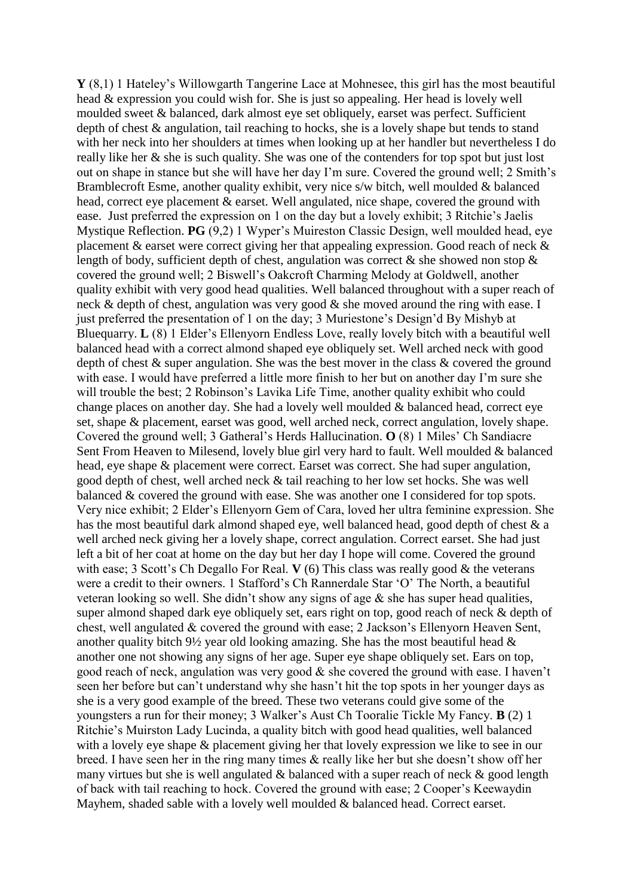**Y** (8,1) 1 Hateley's Willowgarth Tangerine Lace at Mohnesee, this girl has the most beautiful head & expression you could wish for. She is just so appealing. Her head is lovely well moulded sweet & balanced, dark almost eye set obliquely, earset was perfect. Sufficient depth of chest & angulation, tail reaching to hocks, she is a lovely shape but tends to stand with her neck into her shoulders at times when looking up at her handler but nevertheless I do really like her & she is such quality. She was one of the contenders for top spot but just lost out on shape in stance but she will have her day I'm sure. Covered the ground well; 2 Smith's Bramblecroft Esme, another quality exhibit, very nice s/w bitch, well moulded & balanced head, correct eye placement & earset. Well angulated, nice shape, covered the ground with ease. Just preferred the expression on 1 on the day but a lovely exhibit; 3 Ritchie's Jaelis Mystique Reflection. **PG** (9,2) 1 Wyper's Muireston Classic Design, well moulded head, eye placement & earset were correct giving her that appealing expression. Good reach of neck & length of body, sufficient depth of chest, angulation was correct & she showed non stop & covered the ground well; 2 Biswell's Oakcroft Charming Melody at Goldwell, another quality exhibit with very good head qualities. Well balanced throughout with a super reach of neck & depth of chest, angulation was very good & she moved around the ring with ease. I just preferred the presentation of 1 on the day; 3 Muriestone's Design'd By Mishyb at Bluequarry. **L** (8) 1 Elder's Ellenyorn Endless Love, really lovely bitch with a beautiful well balanced head with a correct almond shaped eye obliquely set. Well arched neck with good depth of chest & super angulation. She was the best mover in the class & covered the ground with ease. I would have preferred a little more finish to her but on another day I'm sure she will trouble the best; 2 Robinson's Lavika Life Time, another quality exhibit who could change places on another day. She had a lovely well moulded & balanced head, correct eye set, shape & placement, earset was good, well arched neck, correct angulation, lovely shape. Covered the ground well; 3 Gatheral's Herds Hallucination. **O** (8) 1 Miles' Ch Sandiacre Sent From Heaven to Milesend, lovely blue girl very hard to fault. Well moulded & balanced head, eye shape & placement were correct. Earset was correct. She had super angulation, good depth of chest, well arched neck & tail reaching to her low set hocks. She was well balanced & covered the ground with ease. She was another one I considered for top spots. Very nice exhibit; 2 Elder's Ellenyorn Gem of Cara, loved her ultra feminine expression. She has the most beautiful dark almond shaped eye, well balanced head, good depth of chest & a well arched neck giving her a lovely shape, correct angulation. Correct earset. She had just left a bit of her coat at home on the day but her day I hope will come. Covered the ground with ease; 3 Scott's Ch Degallo For Real. **V** (6) This class was really good & the veterans were a credit to their owners. 1 Stafford's Ch Rannerdale Star 'O' The North, a beautiful veteran looking so well. She didn't show any signs of age & she has super head qualities, super almond shaped dark eye obliquely set, ears right on top, good reach of neck & depth of chest, well angulated & covered the ground with ease; 2 Jackson's Ellenyorn Heaven Sent, another quality bitch 9½ year old looking amazing. She has the most beautiful head & another one not showing any signs of her age. Super eye shape obliquely set. Ears on top, good reach of neck, angulation was very good & she covered the ground with ease. I haven't seen her before but can't understand why she hasn't hit the top spots in her younger days as she is a very good example of the breed. These two veterans could give some of the youngsters a run for their money; 3 Walker's Aust Ch Tooralie Tickle My Fancy. **B** (2) 1 Ritchie's Muirston Lady Lucinda, a quality bitch with good head qualities, well balanced with a lovely eye shape & placement giving her that lovely expression we like to see in our breed. I have seen her in the ring many times & really like her but she doesn't show off her many virtues but she is well angulated & balanced with a super reach of neck & good length of back with tail reaching to hock. Covered the ground with ease; 2 Cooper's Keewaydin Mayhem, shaded sable with a lovely well moulded & balanced head. Correct earset.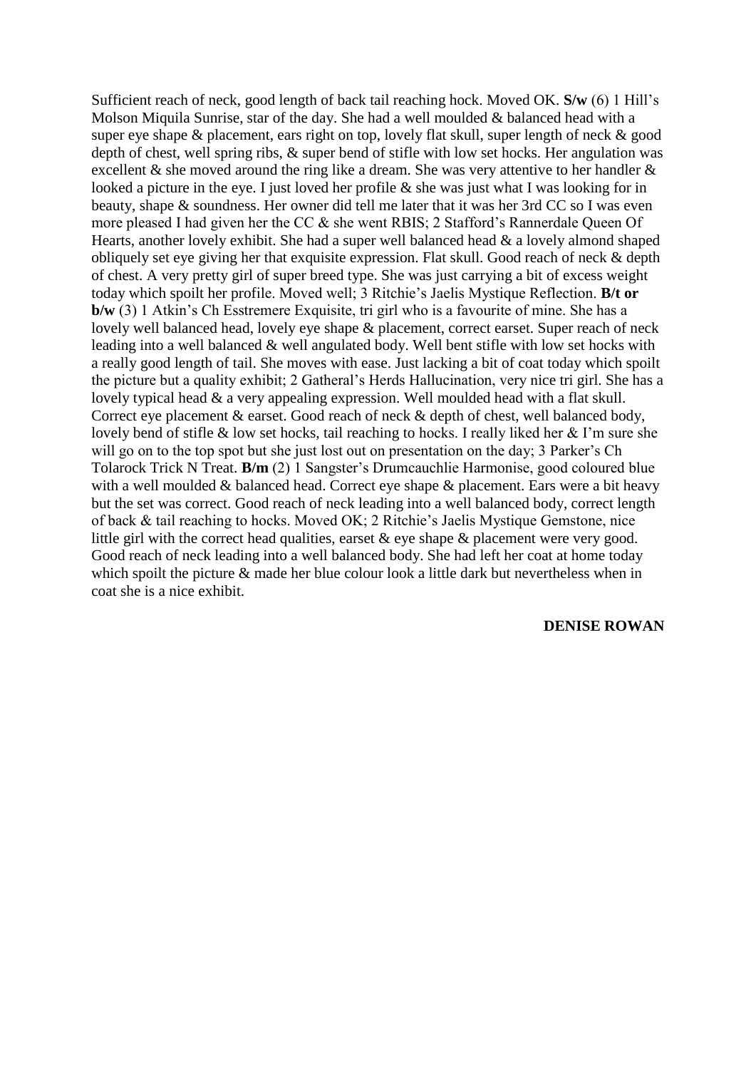Sufficient reach of neck, good length of back tail reaching hock. Moved OK. **S/w** (6) 1 Hill's Molson Miquila Sunrise, star of the day. She had a well moulded & balanced head with a super eye shape & placement, ears right on top, lovely flat skull, super length of neck & good depth of chest, well spring ribs, & super bend of stifle with low set hocks. Her angulation was excellent & she moved around the ring like a dream. She was very attentive to her handler & looked a picture in the eye. I just loved her profile & she was just what I was looking for in beauty, shape & soundness. Her owner did tell me later that it was her 3rd CC so I was even more pleased I had given her the CC & she went RBIS; 2 Stafford's Rannerdale Queen Of Hearts, another lovely exhibit. She had a super well balanced head & a lovely almond shaped obliquely set eye giving her that exquisite expression. Flat skull. Good reach of neck & depth of chest. A very pretty girl of super breed type. She was just carrying a bit of excess weight today which spoilt her profile. Moved well; 3 Ritchie's Jaelis Mystique Reflection. **B/t or b/w** (3) 1 Atkin's Ch Esstremere Exquisite, tri girl who is a favourite of mine. She has a lovely well balanced head, lovely eye shape & placement, correct earset. Super reach of neck leading into a well balanced & well angulated body. Well bent stifle with low set hocks with a really good length of tail. She moves with ease. Just lacking a bit of coat today which spoilt the picture but a quality exhibit; 2 Gatheral's Herds Hallucination, very nice tri girl. She has a lovely typical head & a very appealing expression. Well moulded head with a flat skull. Correct eye placement & earset. Good reach of neck & depth of chest, well balanced body, lovely bend of stifle & low set hocks, tail reaching to hocks. I really liked her & I'm sure she will go on to the top spot but she just lost out on presentation on the day; 3 Parker's Ch Tolarock Trick N Treat. **B/m** (2) 1 Sangster's Drumcauchlie Harmonise, good coloured blue with a well moulded & balanced head. Correct eye shape & placement. Ears were a bit heavy but the set was correct. Good reach of neck leading into a well balanced body, correct length of back & tail reaching to hocks. Moved OK; 2 Ritchie's Jaelis Mystique Gemstone, nice little girl with the correct head qualities, earset & eye shape & placement were very good. Good reach of neck leading into a well balanced body. She had left her coat at home today which spoilt the picture & made her blue colour look a little dark but nevertheless when in coat she is a nice exhibit.

**DENISE ROWAN**